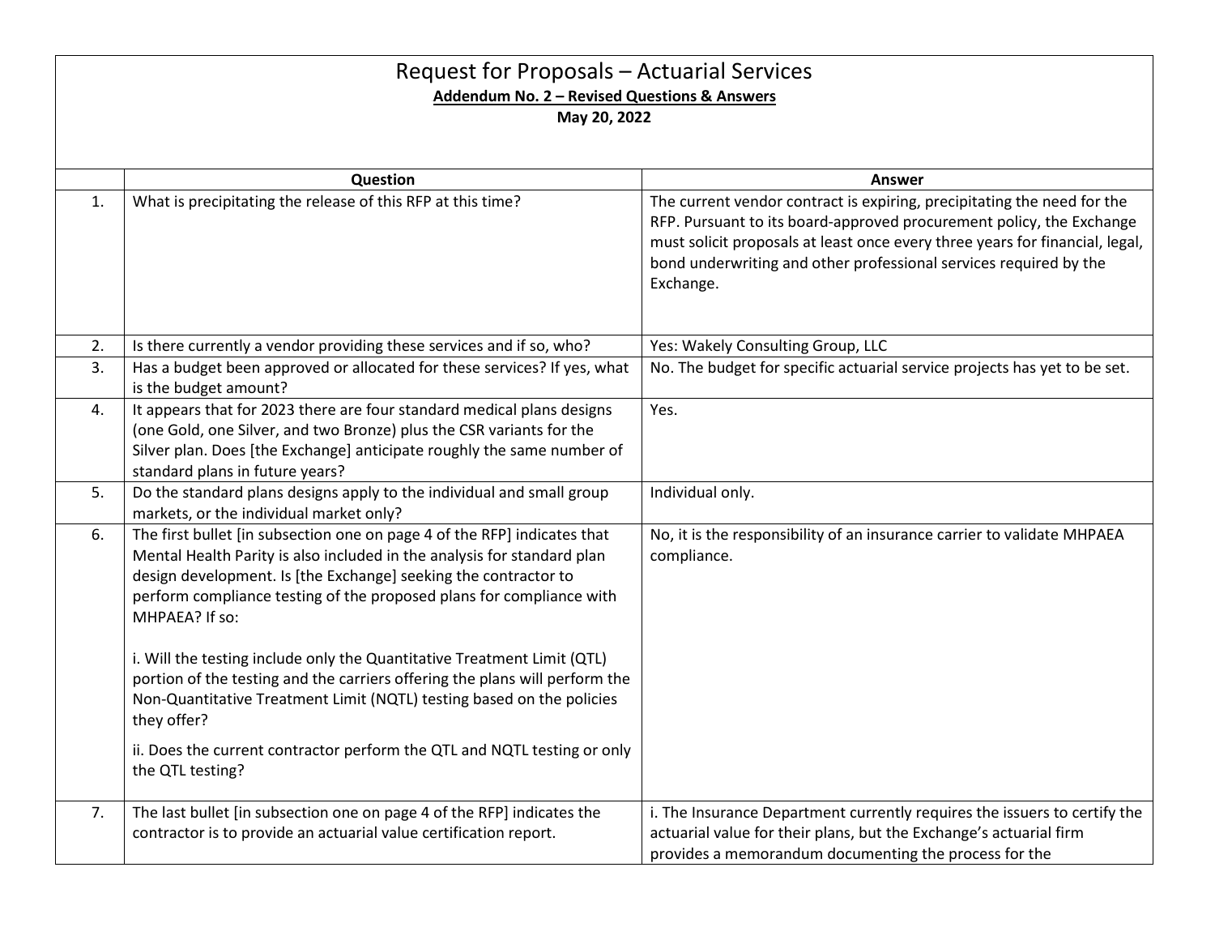# Request for Proposals – Actuarial Services

**Addendum No. 2 – Revised Questions & Answers**

**May 20, 2022**

| | Question | Answer |
|---|---|---|
| 1. | What is precipitating the release of this RFP at this time? | The current vendor contract is expiring, precipitating the need for the RFP. Pursuant to its board-approved procurement policy, the Exchange must solicit proposals at least once every three years for financial, legal, bond underwriting and other professional services required by the Exchange. |
| 2. | Is there currently a vendor providing these services and if so, who? | Yes: Wakely Consulting Group, LLC |
| 3. | Has a budget been approved or allocated for these services? If yes, what is the budget amount? | No. The budget for specific actuarial service projects has yet to be set. |
| 4. | It appears that for 2023 there are four standard medical plans designs (one Gold, one Silver, and two Bronze) plus the CSR variants for the Silver plan. Does [the Exchange] anticipate roughly the same number of standard plans in future years? | Yes. |
| 5. | Do the standard plans designs apply to the individual and small group markets, or the individual market only? | Individual only. |
| 6. | The first bullet [in subsection one on page 4 of the RFP] indicates that Mental Health Parity is also included in the analysis for standard plan design development. Is [the Exchange] seeking the contractor to perform compliance testing of the proposed plans for compliance with MHPAEA? If so:<br><br>i. Will the testing include only the Quantitative Treatment Limit (QTL) portion of the testing and the carriers offering the plans will perform the Non-Quantitative Treatment Limit (NQTL) testing based on the policies they offer?<br><br>ii. Does the current contractor perform the QTL and NQTL testing or only the QTL testing? | No, it is the responsibility of an insurance carrier to validate MHPAEA compliance. |
| 7. | The last bullet [in subsection one on page 4 of the RFP] indicates the contractor is to provide an actuarial value certification report. | i. The Insurance Department currently requires the issuers to certify the actuarial value for their plans, but the Exchange's actuarial firm provides a memorandum documenting the process for the |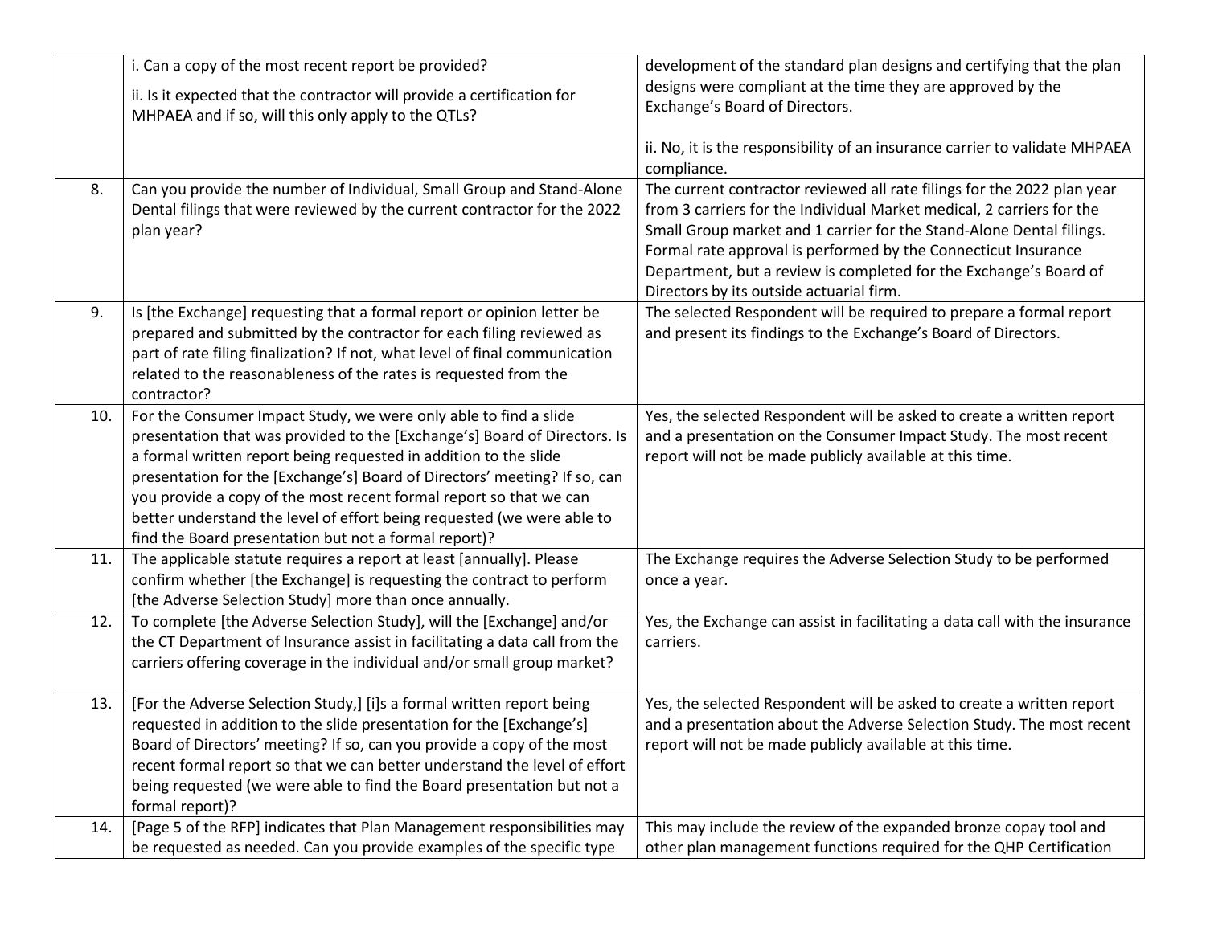| | | |
|---|---|---|
| | i. Can a copy of the most recent report be provided?<br><br>ii. Is it expected that the contractor will provide a certification for MHPAEA and if so, will this only apply to the QTLs? | development of the standard plan designs and certifying that the plan designs were compliant at the time they are approved by the Exchange's Board of Directors.<br><br>ii. No, it is the responsibility of an insurance carrier to validate MHPAEA compliance. |
| 8. | Can you provide the number of Individual, Small Group and Stand-Alone Dental filings that were reviewed by the current contractor for the 2022 plan year? | The current contractor reviewed all rate filings for the 2022 plan year from 3 carriers for the Individual Market medical, 2 carriers for the Small Group market and 1 carrier for the Stand-Alone Dental filings. Formal rate approval is performed by the Connecticut Insurance Department, but a review is completed for the Exchange's Board of Directors by its outside actuarial firm. |
| 9. | Is [the Exchange] requesting that a formal report or opinion letter be prepared and submitted by the contractor for each filing reviewed as part of rate filing finalization? If not, what level of final communication related to the reasonableness of the rates is requested from the contractor? | The selected Respondent will be required to prepare a formal report and present its findings to the Exchange's Board of Directors. |
| 10. | For the Consumer Impact Study, we were only able to find a slide presentation that was provided to the [Exchange's] Board of Directors. Is a formal written report being requested in addition to the slide presentation for the [Exchange's] Board of Directors' meeting? If so, can you provide a copy of the most recent formal report so that we can better understand the level of effort being requested (we were able to find the Board presentation but not a formal report)? | Yes, the selected Respondent will be asked to create a written report and a presentation on the Consumer Impact Study. The most recent report will not be made publicly available at this time. |
| 11. | The applicable statute requires a report at least [annually]. Please confirm whether [the Exchange] is requesting the contract to perform [the Adverse Selection Study] more than once annually. | The Exchange requires the Adverse Selection Study to be performed once a year. |
| 12. | To complete [the Adverse Selection Study], will the [Exchange] and/or the CT Department of Insurance assist in facilitating a data call from the carriers offering coverage in the individual and/or small group market? | Yes, the Exchange can assist in facilitating a data call with the insurance carriers. |
| 13. | [For the Adverse Selection Study,] [i]s a formal written report being requested in addition to the slide presentation for the [Exchange's] Board of Directors' meeting? If so, can you provide a copy of the most recent formal report so that we can better understand the level of effort being requested (we were able to find the Board presentation but not a formal report)? | Yes, the selected Respondent will be asked to create a written report and a presentation about the Adverse Selection Study. The most recent report will not be made publicly available at this time. |
| 14. | [Page 5 of the RFP] indicates that Plan Management responsibilities may be requested as needed. Can you provide examples of the specific type | This may include the review of the expanded bronze copay tool and other plan management functions required for the QHP Certification |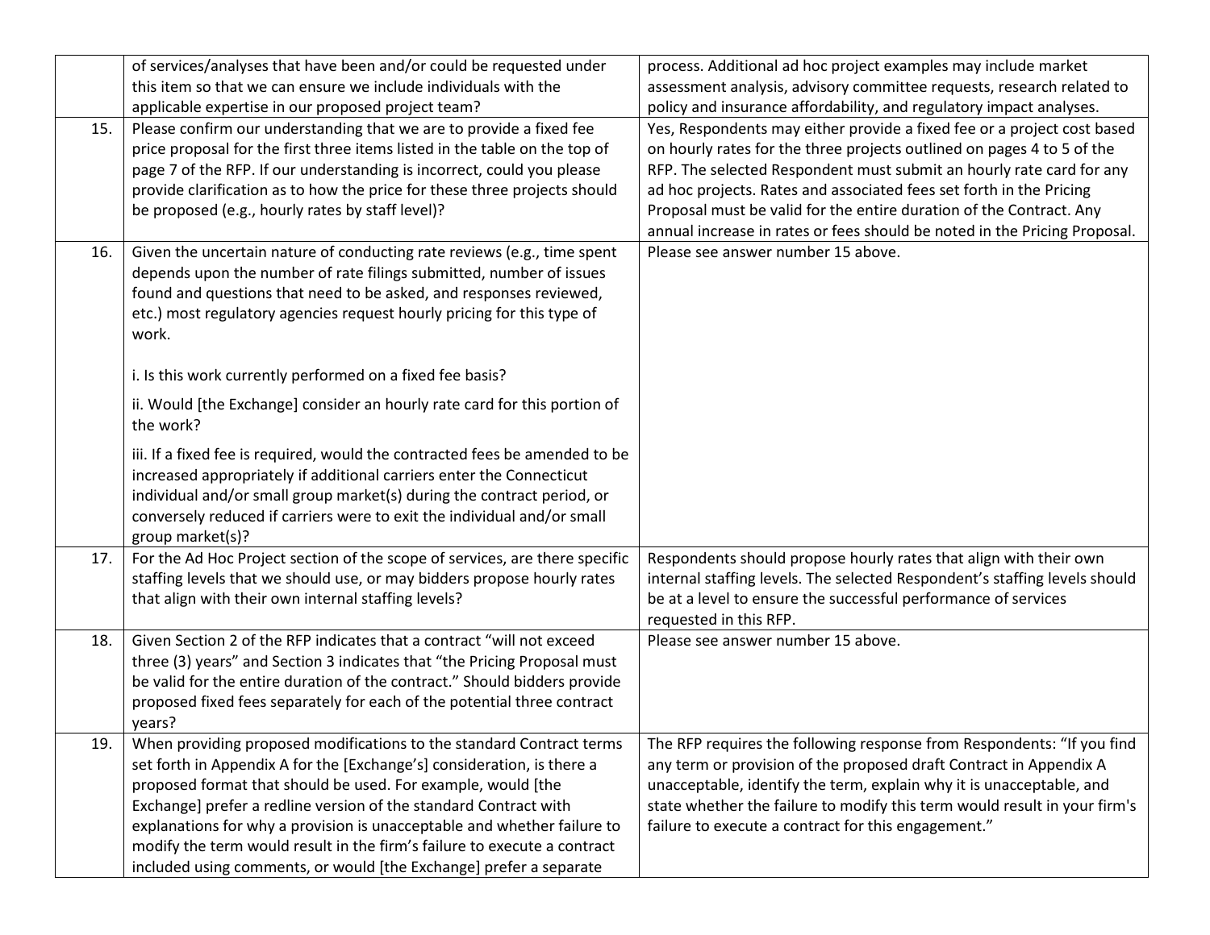| | | |
|---|---|---|
| | of services/analyses that have been and/or could be requested under this item so that we can ensure we include individuals with the applicable expertise in our proposed project team? | process. Additional ad hoc project examples may include market assessment analysis, advisory committee requests, research related to policy and insurance affordability, and regulatory impact analyses. |
| 15. | Please confirm our understanding that we are to provide a fixed fee price proposal for the first three items listed in the table on the top of page 7 of the RFP. If our understanding is incorrect, could you please provide clarification as to how the price for these three projects should be proposed (e.g., hourly rates by staff level)? | Yes, Respondents may either provide a fixed fee or a project cost based on hourly rates for the three projects outlined on pages 4 to 5 of the RFP. The selected Respondent must submit an hourly rate card for any ad hoc projects. Rates and associated fees set forth in the Pricing Proposal must be valid for the entire duration of the Contract. Any annual increase in rates or fees should be noted in the Pricing Proposal. |
| 16. | Given the uncertain nature of conducting rate reviews (e.g., time spent depends upon the number of rate filings submitted, number of issues found and questions that need to be asked, and responses reviewed, etc.) most regulatory agencies request hourly pricing for this type of work.<br><br>i. Is this work currently performed on a fixed fee basis?<br><br>ii. Would [the Exchange] consider an hourly rate card for this portion of the work?<br><br>iii. If a fixed fee is required, would the contracted fees be amended to be increased appropriately if additional carriers enter the Connecticut individual and/or small group market(s) during the contract period, or conversely reduced if carriers were to exit the individual and/or small group market(s)? | Please see answer number 15 above. |
| 17. | For the Ad Hoc Project section of the scope of services, are there specific staffing levels that we should use, or may bidders propose hourly rates that align with their own internal staffing levels? | Respondents should propose hourly rates that align with their own internal staffing levels. The selected Respondent's staffing levels should be at a level to ensure the successful performance of services requested in this RFP. |
| 18. | Given Section 2 of the RFP indicates that a contract "will not exceed three (3) years" and Section 3 indicates that "the Pricing Proposal must be valid for the entire duration of the contract." Should bidders provide proposed fixed fees separately for each of the potential three contract years? | Please see answer number 15 above. |
| 19. | When providing proposed modifications to the standard Contract terms set forth in Appendix A for the [Exchange's] consideration, is there a proposed format that should be used. For example, would [the Exchange] prefer a redline version of the standard Contract with explanations for why a provision is unacceptable and whether failure to modify the term would result in the firm's failure to execute a contract included using comments, or would [the Exchange] prefer a separate | The RFP requires the following response from Respondents: "If you find any term or provision of the proposed draft Contract in Appendix A unacceptable, identify the term, explain why it is unacceptable, and state whether the failure to modify this term would result in your firm's failure to execute a contract for this engagement." |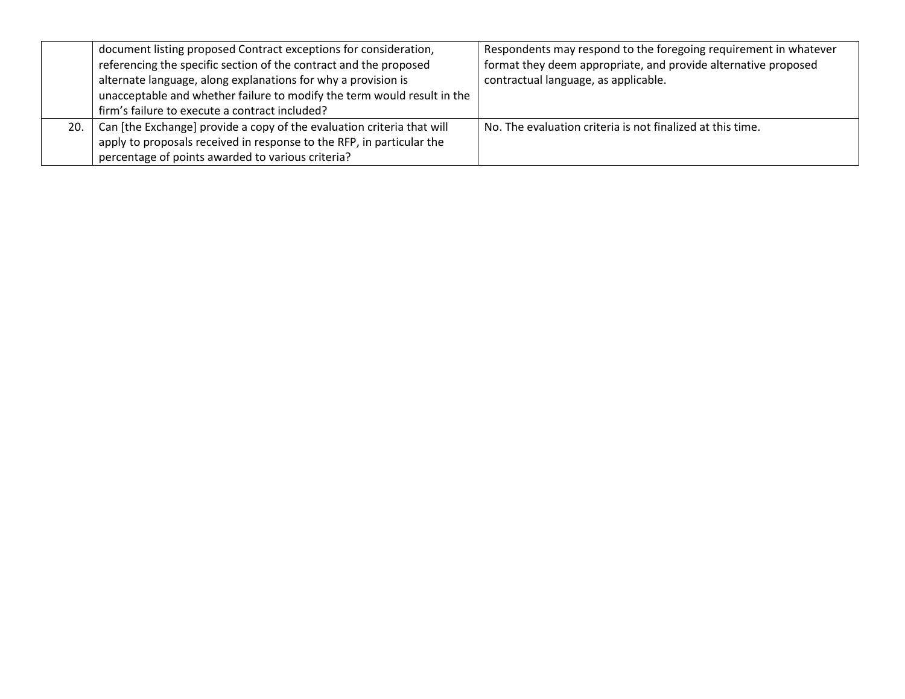| | | |
|---|---|---|
| | document listing proposed Contract exceptions for consideration, referencing the specific section of the contract and the proposed alternate language, along explanations for why a provision is unacceptable and whether failure to modify the term would result in the firm's failure to execute a contract included? | Respondents may respond to the foregoing requirement in whatever format they deem appropriate, and provide alternative proposed contractual language, as applicable. |
| 20. | Can [the Exchange] provide a copy of the evaluation criteria that will apply to proposals received in response to the RFP, in particular the percentage of points awarded to various criteria? | No. The evaluation criteria is not finalized at this time. |